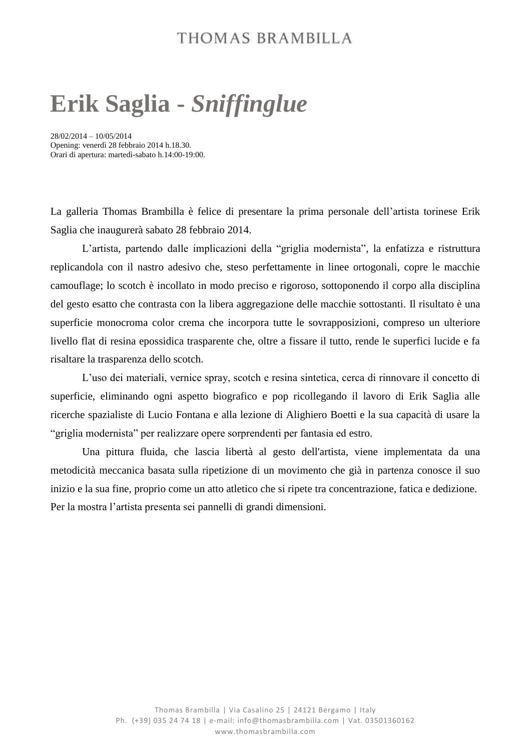# Erik Saglia - *Sniffinglue*

28/02/2014 – 10/05/2014
Opening: venerdì 28 febbraio 2014 h.18.30.
Orari di apertura: martedì-sabato h.14:00-19:00.

La galleria Thomas Brambilla è felice di presentare la prima personale dell'artista torinese Erik Saglia che inaugurerà sabato 28 febbraio 2014.

L'artista, partendo dalle implicazioni della "griglia modernista", la enfatizza e ristruttura replicandola con il nastro adesivo che, steso perfettamente in linee ortogonali, copre le macchie camouflage; lo scotch è incollato in modo preciso e rigoroso, sottoponendo il corpo alla disciplina del gesto esatto che contrasta con la libera aggregazione delle macchie sottostanti. Il risultato è una superficie monocroma color crema che incorpora tutte le sovrapposizioni, compreso un ulteriore livello flat di resina epossidica trasparente che, oltre a fissare il tutto, rende le superfici lucide e fa risaltare la trasparenza dello scotch.

L'uso dei materiali, vernice spray, scotch e resina sintetica, cerca di rinnovare il concetto di superficie, eliminando ogni aspetto biografico e pop ricollegando il lavoro di Erik Saglia alle ricerche spazialiste di Lucio Fontana e alla lezione di Alighiero Boetti e la sua capacità di usare la "griglia modernista" per realizzare opere sorprendenti per fantasia ed estro.

Una pittura fluida, che lascia libertà al gesto dell'artista, viene implementata da una metodicità meccanica basata sulla ripetizione di un movimento che già in partenza conosce il suo inizio e la sua fine, proprio come un atto atletico che si ripete tra concentrazione, fatica e dedizione.
Per la mostra l'artista presenta sei pannelli di grandi dimensioni.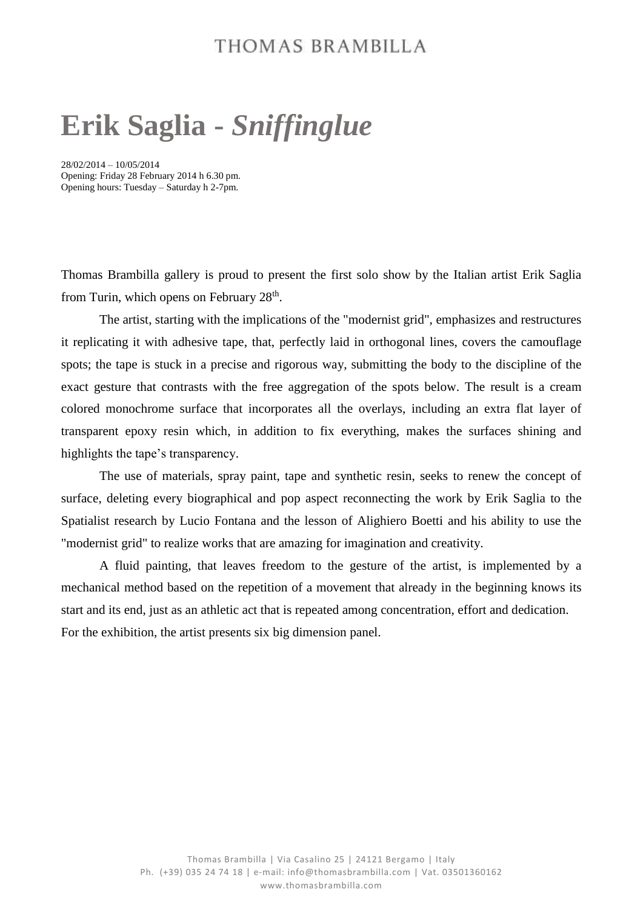# Erik Saglia - *Sniffinglue*

28/02/2014 – 10/05/2014
Opening: Friday 28 February 2014 h 6.30 pm.
Opening hours: Tuesday – Saturday h 2-7pm.

Thomas Brambilla gallery is proud to present the first solo show by the Italian artist Erik Saglia from Turin, which opens on February 28th.

The artist, starting with the implications of the "modernist grid", emphasizes and restructures it replicating it with adhesive tape, that, perfectly laid in orthogonal lines, covers the camouflage spots; the tape is stuck in a precise and rigorous way, submitting the body to the discipline of the exact gesture that contrasts with the free aggregation of the spots below. The result is a cream colored monochrome surface that incorporates all the overlays, including an extra flat layer of transparent epoxy resin which, in addition to fix everything, makes the surfaces shining and highlights the tape's transparency.

The use of materials, spray paint, tape and synthetic resin, seeks to renew the concept of surface, deleting every biographical and pop aspect reconnecting the work by Erik Saglia to the Spatialist research by Lucio Fontana and the lesson of Alighiero Boetti and his ability to use the "modernist grid" to realize works that are amazing for imagination and creativity.

A fluid painting, that leaves freedom to the gesture of the artist, is implemented by a mechanical method based on the repetition of a movement that already in the beginning knows its start and its end, just as an athletic act that is repeated among concentration, effort and dedication.
For the exhibition, the artist presents six big dimension panel.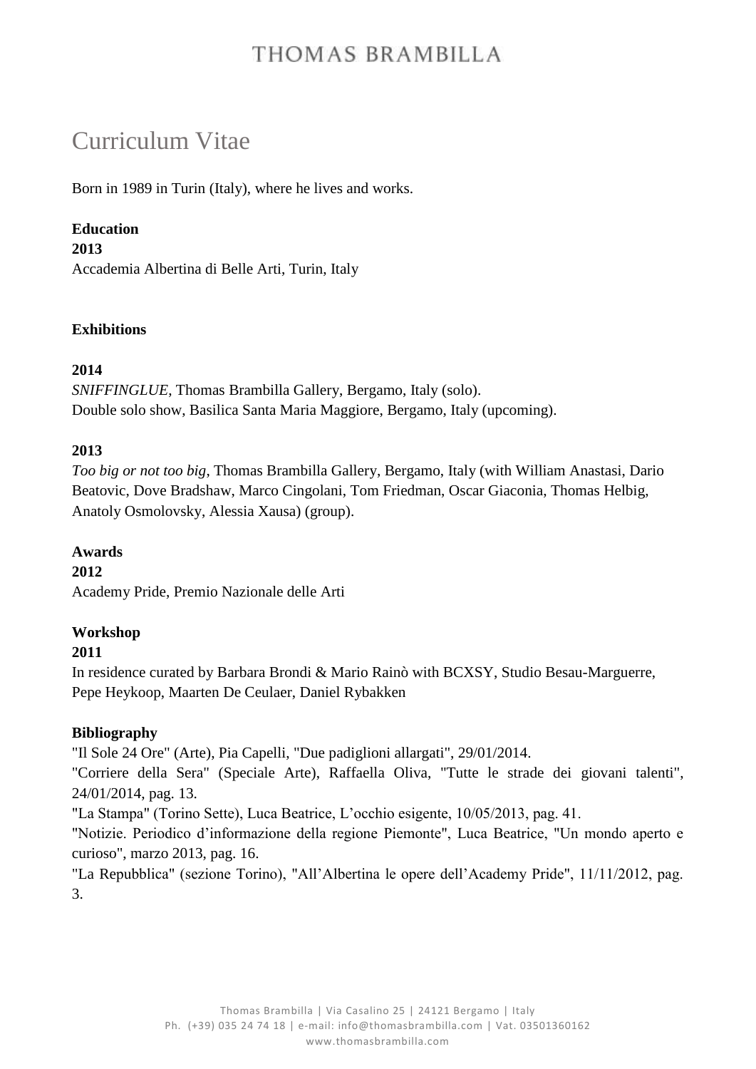# Curriculum Vitae

Born in 1989 in Turin (Italy), where he lives and works.

**Education**

**2013**

Accademia Albertina di Belle Arti, Turin, Italy

**Exhibitions**

**2014**

*SNIFFINGLUE*, Thomas Brambilla Gallery, Bergamo, Italy (solo).
Double solo show, Basilica Santa Maria Maggiore, Bergamo, Italy (upcoming).

**2013**

*Too big or not too big*, Thomas Brambilla Gallery, Bergamo, Italy (with William Anastasi, Dario Beatovic, Dove Bradshaw, Marco Cingolani, Tom Friedman, Oscar Giaconia, Thomas Helbig, Anatoly Osmolovsky, Alessia Xausa) (group).

**Awards**

**2012**

Academy Pride, Premio Nazionale delle Arti

**Workshop**

**2011**

In residence curated by Barbara Brondi & Mario Rainò with BCXSY, Studio Besau-Marguerre, Pepe Heykoop, Maarten De Ceulaer, Daniel Rybakken

**Bibliography**

"Il Sole 24 Ore" (Arte), Pia Capelli, "Due padiglioni allargati", 29/01/2014.

"Corriere della Sera" (Speciale Arte), Raffaella Oliva, "Tutte le strade dei giovani talenti", 24/01/2014, pag. 13.

"La Stampa" (Torino Sette), Luca Beatrice, L'occhio esigente, 10/05/2013, pag. 41.

"Notizie. Periodico d'informazione della regione Piemonte", Luca Beatrice, "Un mondo aperto e curioso", marzo 2013, pag. 16.

"La Repubblica" (sezione Torino), "All'Albertina le opere dell'Academy Pride", 11/11/2012, pag. 3.